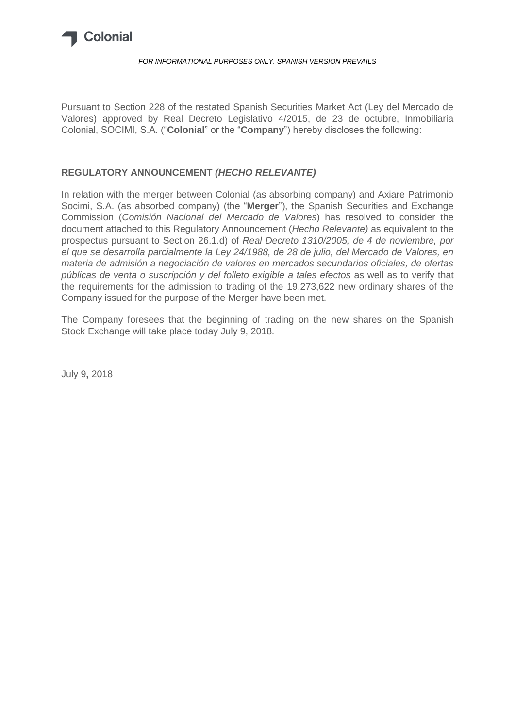Colonial

*FOR INFORMATIONAL PURPOSES ONLY. SPANISH VERSION PREVAILS*

Pursuant to Section 228 of the restated Spanish Securities Market Act (Ley del Mercado de Valores) approved by Real Decreto Legislativo 4/2015, de 23 de octubre, Inmobiliaria Colonial, SOCIMI, S.A. ("**Colonial**" or the "**Company**") hereby discloses the following:

**REGULATORY ANNOUNCEMENT *(HECHO RELEVANTE)***

In relation with the merger between Colonial (as absorbing company) and Axiare Patrimonio Socimi, S.A. (as absorbed company) (the "**Merger**"), the Spanish Securities and Exchange Commission (*Comisión Nacional del Mercado de Valores*) has resolved to consider the document attached to this Regulatory Announcement (*Hecho Relevante)* as equivalent to the prospectus pursuant to Section 26.1.d) of *Real Decreto 1310/2005, de 4 de noviembre, por el que se desarrolla parcialmente la Ley 24/1988, de 28 de julio, del Mercado de Valores, en materia de admisión a negociación de valores en mercados secundarios oficiales, de ofertas públicas de venta o suscripción y del folleto exigible a tales efectos* as well as to verify that the requirements for the admission to trading of the 19,273,622 new ordinary shares of the Company issued for the purpose of the Merger have been met.

The Company foresees that the beginning of trading on the new shares on the Spanish Stock Exchange will take place today July 9, 2018.

July 9**,** 2018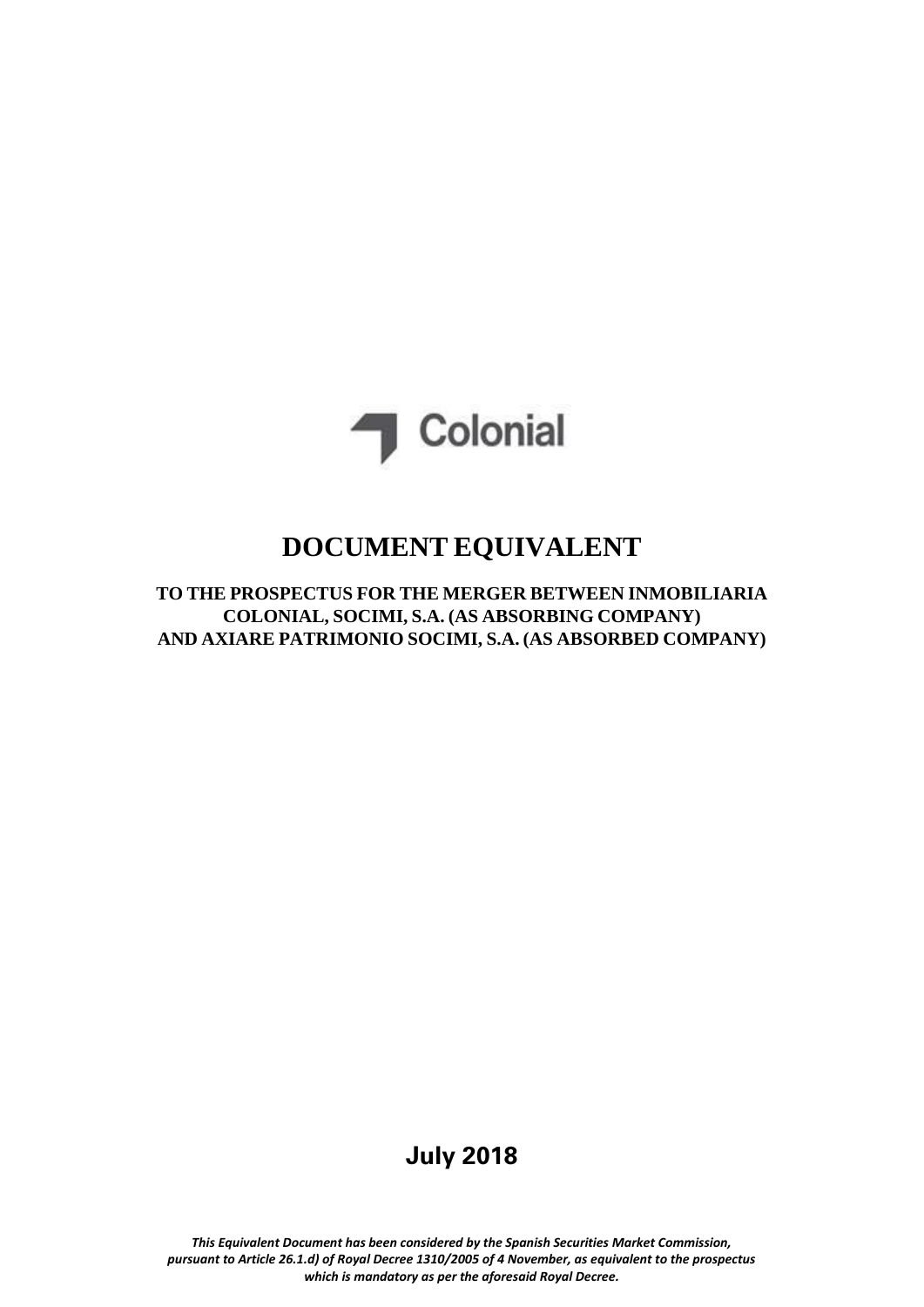Colonial

# DOCUMENT EQUIVALENT

**TO THE PROSPECTUS FOR THE MERGER BETWEEN INMOBILIARIA COLONIAL, SOCIMI, S.A. (AS ABSORBING COMPANY) AND AXIARE PATRIMONIO SOCIMI, S.A. (AS ABSORBED COMPANY)**

**July 2018**

***This Equivalent Document has been considered by the Spanish Securities Market Commission, pursuant to Article 26.1.d) of Royal Decree 1310/2005 of 4 November, as equivalent to the prospectus which is mandatory as per the aforesaid Royal Decree.***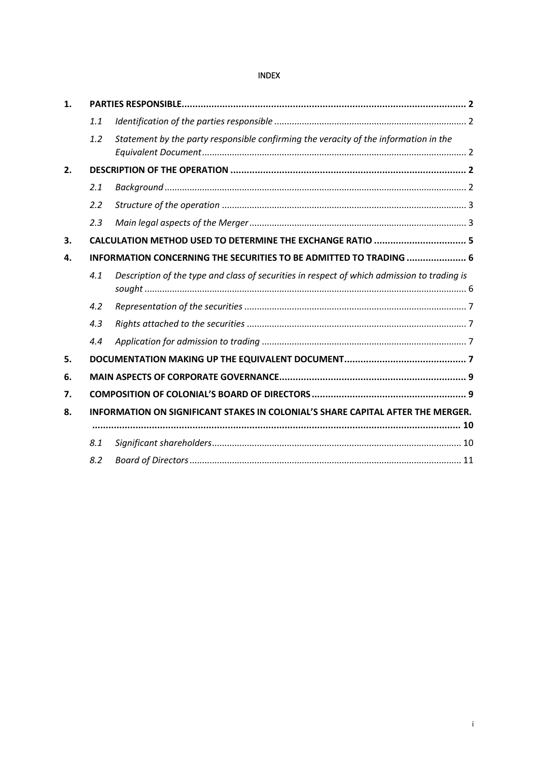INDEX

| | | | |
|---|---|---|---|
| **1.** | **PARTIES RESPONSIBLE** | | **2** |
| | 1.1 | *Identification of the parties responsible* | 2 |
| | 1.2 | *Statement by the party responsible confirming the veracity of the information in the Equivalent Document* | 2 |
| **2.** | **DESCRIPTION OF THE OPERATION** | | **2** |
| | 2.1 | *Background* | 2 |
| | 2.2 | *Structure of the operation* | 3 |
| | 2.3 | *Main legal aspects of the Merger* | 3 |
| **3.** | **CALCULATION METHOD USED TO DETERMINE THE EXCHANGE RATIO** | | **5** |
| **4.** | **INFORMATION CONCERNING THE SECURITIES TO BE ADMITTED TO TRADING** | | **6** |
| | 4.1 | *Description of the type and class of securities in respect of which admission to trading is sought* | 6 |
| | 4.2 | *Representation of the securities* | 7 |
| | 4.3 | *Rights attached to the securities* | 7 |
| | 4.4 | *Application for admission to trading* | 7 |
| **5.** | **DOCUMENTATION MAKING UP THE EQUIVALENT DOCUMENT** | | **7** |
| **6.** | **MAIN ASPECTS OF CORPORATE GOVERNANCE** | | **9** |
| **7.** | **COMPOSITION OF COLONIAL'S BOARD OF DIRECTORS** | | **9** |
| **8.** | **INFORMATION ON SIGNIFICANT STAKES IN COLONIAL'S SHARE CAPITAL AFTER THE MERGER.** | | **10** |
| | 8.1 | *Significant shareholders* | 10 |
| | 8.2 | *Board of Directors* | 11 |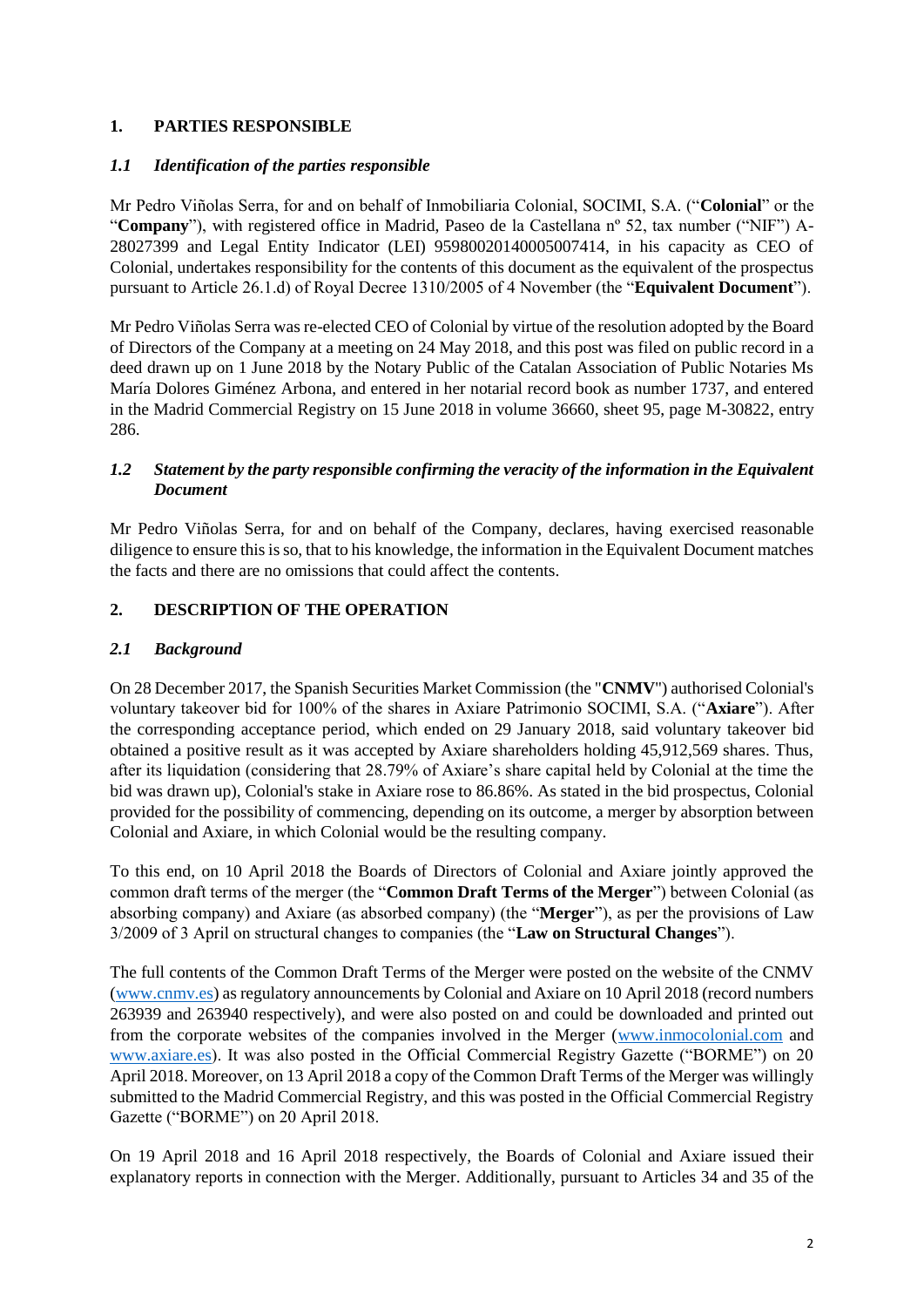## 1. PARTIES RESPONSIBLE

### *1.1 Identification of the parties responsible*

Mr Pedro Viñolas Serra, for and on behalf of Inmobiliaria Colonial, SOCIMI, S.A. ("**Colonial**" or the "**Company**"), with registered office in Madrid, Paseo de la Castellana nº 52, tax number ("NIF") A-28027399 and Legal Entity Indicator (LEI) 95980020140005007414, in his capacity as CEO of Colonial, undertakes responsibility for the contents of this document as the equivalent of the prospectus pursuant to Article 26.1.d) of Royal Decree 1310/2005 of 4 November (the "**Equivalent Document**").

Mr Pedro Viñolas Serra was re-elected CEO of Colonial by virtue of the resolution adopted by the Board of Directors of the Company at a meeting on 24 May 2018, and this post was filed on public record in a deed drawn up on 1 June 2018 by the Notary Public of the Catalan Association of Public Notaries Ms María Dolores Giménez Arbona, and entered in her notarial record book as number 1737, and entered in the Madrid Commercial Registry on 15 June 2018 in volume 36660, sheet 95, page M-30822, entry 286.

### *1.2 Statement by the party responsible confirming the veracity of the information in the Equivalent Document*

Mr Pedro Viñolas Serra, for and on behalf of the Company, declares, having exercised reasonable diligence to ensure this is so, that to his knowledge, the information in the Equivalent Document matches the facts and there are no omissions that could affect the contents.

## 2. DESCRIPTION OF THE OPERATION

### *2.1 Background*

On 28 December 2017, the Spanish Securities Market Commission (the "**CNMV**") authorised Colonial's voluntary takeover bid for 100% of the shares in Axiare Patrimonio SOCIMI, S.A. ("**Axiare**"). After the corresponding acceptance period, which ended on 29 January 2018, said voluntary takeover bid obtained a positive result as it was accepted by Axiare shareholders holding 45,912,569 shares. Thus, after its liquidation (considering that 28.79% of Axiare's share capital held by Colonial at the time the bid was drawn up), Colonial's stake in Axiare rose to 86.86%. As stated in the bid prospectus, Colonial provided for the possibility of commencing, depending on its outcome, a merger by absorption between Colonial and Axiare, in which Colonial would be the resulting company.

To this end, on 10 April 2018 the Boards of Directors of Colonial and Axiare jointly approved the common draft terms of the merger (the "**Common Draft Terms of the Merger**") between Colonial (as absorbing company) and Axiare (as absorbed company) (the "**Merger**"), as per the provisions of Law 3/2009 of 3 April on structural changes to companies (the "**Law on Structural Changes**").

The full contents of the Common Draft Terms of the Merger were posted on the website of the CNMV (www.cnmv.es) as regulatory announcements by Colonial and Axiare on 10 April 2018 (record numbers 263939 and 263940 respectively), and were also posted on and could be downloaded and printed out from the corporate websites of the companies involved in the Merger (www.inmocolonial.com and www.axiare.es). It was also posted in the Official Commercial Registry Gazette ("BORME") on 20 April 2018. Moreover, on 13 April 2018 a copy of the Common Draft Terms of the Merger was willingly submitted to the Madrid Commercial Registry, and this was posted in the Official Commercial Registry Gazette ("BORME") on 20 April 2018.

On 19 April 2018 and 16 April 2018 respectively, the Boards of Colonial and Axiare issued their explanatory reports in connection with the Merger. Additionally, pursuant to Articles 34 and 35 of the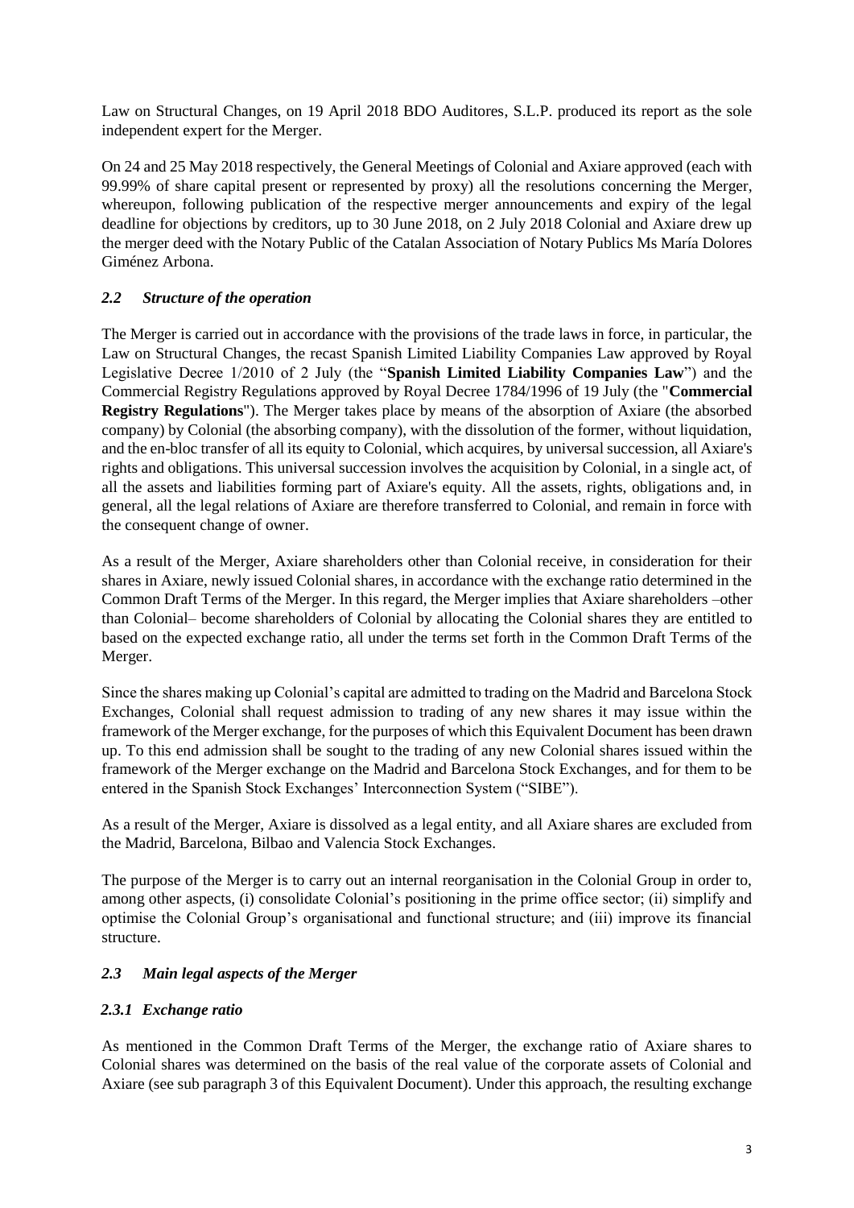Law on Structural Changes, on 19 April 2018 BDO Auditores, S.L.P. produced its report as the sole independent expert for the Merger.

On 24 and 25 May 2018 respectively, the General Meetings of Colonial and Axiare approved (each with 99.99% of share capital present or represented by proxy) all the resolutions concerning the Merger, whereupon, following publication of the respective merger announcements and expiry of the legal deadline for objections by creditors, up to 30 June 2018, on 2 July 2018 Colonial and Axiare drew up the merger deed with the Notary Public of the Catalan Association of Notary Publics Ms María Dolores Giménez Arbona.

### *2.2 Structure of the operation*

The Merger is carried out in accordance with the provisions of the trade laws in force, in particular, the Law on Structural Changes, the recast Spanish Limited Liability Companies Law approved by Royal Legislative Decree 1/2010 of 2 July (the "**Spanish Limited Liability Companies Law**") and the Commercial Registry Regulations approved by Royal Decree 1784/1996 of 19 July (the "**Commercial Registry Regulations**"). The Merger takes place by means of the absorption of Axiare (the absorbed company) by Colonial (the absorbing company), with the dissolution of the former, without liquidation, and the en-bloc transfer of all its equity to Colonial, which acquires, by universal succession, all Axiare's rights and obligations. This universal succession involves the acquisition by Colonial, in a single act, of all the assets and liabilities forming part of Axiare's equity. All the assets, rights, obligations and, in general, all the legal relations of Axiare are therefore transferred to Colonial, and remain in force with the consequent change of owner.

As a result of the Merger, Axiare shareholders other than Colonial receive, in consideration for their shares in Axiare, newly issued Colonial shares, in accordance with the exchange ratio determined in the Common Draft Terms of the Merger. In this regard, the Merger implies that Axiare shareholders –other than Colonial– become shareholders of Colonial by allocating the Colonial shares they are entitled to based on the expected exchange ratio, all under the terms set forth in the Common Draft Terms of the Merger.

Since the shares making up Colonial's capital are admitted to trading on the Madrid and Barcelona Stock Exchanges, Colonial shall request admission to trading of any new shares it may issue within the framework of the Merger exchange, for the purposes of which this Equivalent Document has been drawn up. To this end admission shall be sought to the trading of any new Colonial shares issued within the framework of the Merger exchange on the Madrid and Barcelona Stock Exchanges, and for them to be entered in the Spanish Stock Exchanges' Interconnection System ("SIBE").

As a result of the Merger, Axiare is dissolved as a legal entity, and all Axiare shares are excluded from the Madrid, Barcelona, Bilbao and Valencia Stock Exchanges.

The purpose of the Merger is to carry out an internal reorganisation in the Colonial Group in order to, among other aspects, (i) consolidate Colonial's positioning in the prime office sector; (ii) simplify and optimise the Colonial Group's organisational and functional structure; and (iii) improve its financial structure.

### *2.3 Main legal aspects of the Merger*

#### *2.3.1 Exchange ratio*

As mentioned in the Common Draft Terms of the Merger, the exchange ratio of Axiare shares to Colonial shares was determined on the basis of the real value of the corporate assets of Colonial and Axiare (see sub paragraph 3 of this Equivalent Document). Under this approach, the resulting exchange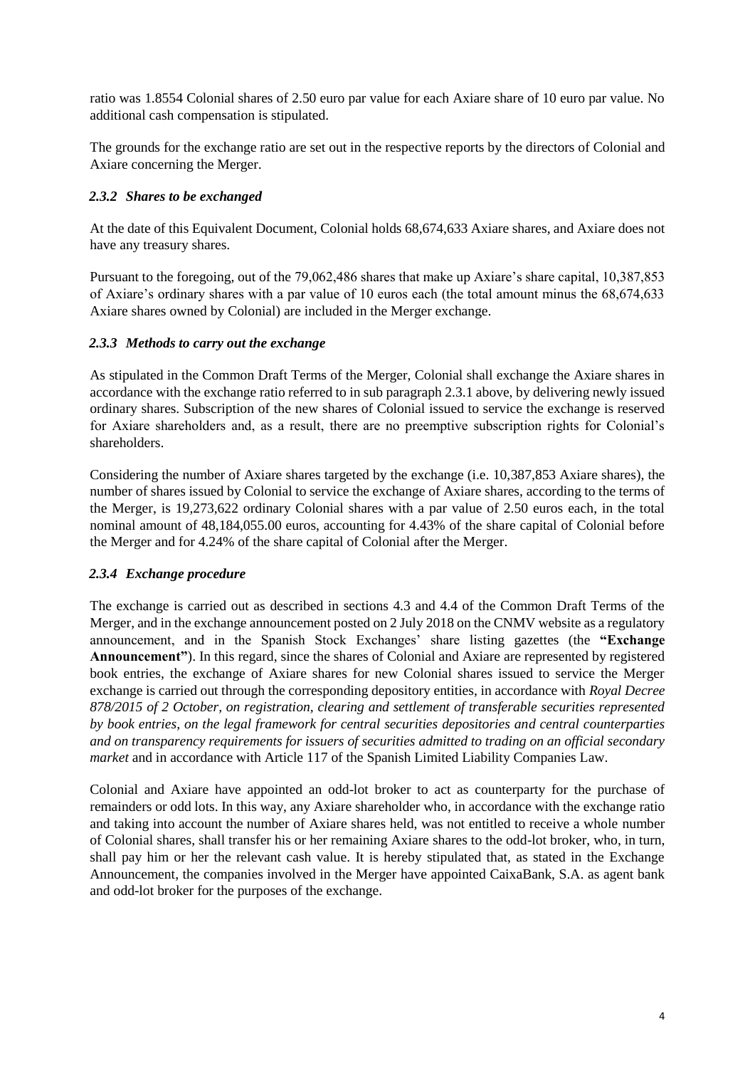ratio was 1.8554 Colonial shares of 2.50 euro par value for each Axiare share of 10 euro par value. No additional cash compensation is stipulated.

The grounds for the exchange ratio are set out in the respective reports by the directors of Colonial and Axiare concerning the Merger.

### *2.3.2 Shares to be exchanged*

At the date of this Equivalent Document, Colonial holds 68,674,633 Axiare shares, and Axiare does not have any treasury shares.

Pursuant to the foregoing, out of the 79,062,486 shares that make up Axiare's share capital, 10,387,853 of Axiare's ordinary shares with a par value of 10 euros each (the total amount minus the 68,674,633 Axiare shares owned by Colonial) are included in the Merger exchange.

### *2.3.3 Methods to carry out the exchange*

As stipulated in the Common Draft Terms of the Merger, Colonial shall exchange the Axiare shares in accordance with the exchange ratio referred to in sub paragraph 2.3.1 above, by delivering newly issued ordinary shares. Subscription of the new shares of Colonial issued to service the exchange is reserved for Axiare shareholders and, as a result, there are no preemptive subscription rights for Colonial's shareholders.

Considering the number of Axiare shares targeted by the exchange (i.e. 10,387,853 Axiare shares), the number of shares issued by Colonial to service the exchange of Axiare shares, according to the terms of the Merger, is 19,273,622 ordinary Colonial shares with a par value of 2.50 euros each, in the total nominal amount of 48,184,055.00 euros, accounting for 4.43% of the share capital of Colonial before the Merger and for 4.24% of the share capital of Colonial after the Merger.

### *2.3.4 Exchange procedure*

The exchange is carried out as described in sections 4.3 and 4.4 of the Common Draft Terms of the Merger, and in the exchange announcement posted on 2 July 2018 on the CNMV website as a regulatory announcement, and in the Spanish Stock Exchanges' share listing gazettes (the **"Exchange Announcement"**). In this regard, since the shares of Colonial and Axiare are represented by registered book entries, the exchange of Axiare shares for new Colonial shares issued to service the Merger exchange is carried out through the corresponding depository entities, in accordance with *Royal Decree 878/2015 of 2 October, on registration, clearing and settlement of transferable securities represented by book entries, on the legal framework for central securities depositories and central counterparties and on transparency requirements for issuers of securities admitted to trading on an official secondary market* and in accordance with Article 117 of the Spanish Limited Liability Companies Law.

Colonial and Axiare have appointed an odd-lot broker to act as counterparty for the purchase of remainders or odd lots. In this way, any Axiare shareholder who, in accordance with the exchange ratio and taking into account the number of Axiare shares held, was not entitled to receive a whole number of Colonial shares, shall transfer his or her remaining Axiare shares to the odd-lot broker, who, in turn, shall pay him or her the relevant cash value. It is hereby stipulated that, as stated in the Exchange Announcement, the companies involved in the Merger have appointed CaixaBank, S.A. as agent bank and odd-lot broker for the purposes of the exchange.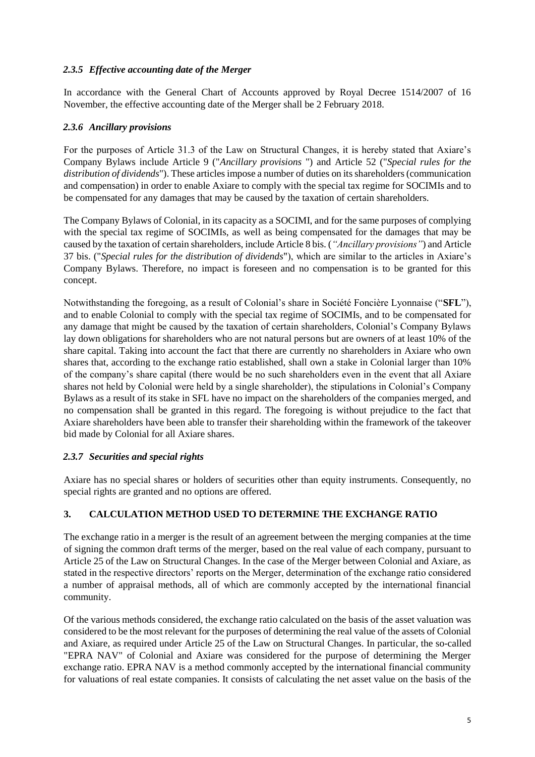### *2.3.5 Effective accounting date of the Merger*

In accordance with the General Chart of Accounts approved by Royal Decree 1514/2007 of 16 November, the effective accounting date of the Merger shall be 2 February 2018.

### *2.3.6 Ancillary provisions*

For the purposes of Article 31.3 of the Law on Structural Changes, it is hereby stated that Axiare's Company Bylaws include Article 9 ("*Ancillary provisions* ") and Article 52 ("*Special rules for the distribution of dividends*"). These articles impose a number of duties on its shareholders (communication and compensation) in order to enable Axiare to comply with the special tax regime for SOCIMIs and to be compensated for any damages that may be caused by the taxation of certain shareholders.

The Company Bylaws of Colonial, in its capacity as a SOCIMI, and for the same purposes of complying with the special tax regime of SOCIMIs, as well as being compensated for the damages that may be caused by the taxation of certain shareholders, include Article 8 bis. (*"Ancillary provisions"*) and Article 37 bis. ("*Special rules for the distribution of dividends*"), which are similar to the articles in Axiare's Company Bylaws. Therefore, no impact is foreseen and no compensation is to be granted for this concept.

Notwithstanding the foregoing, as a result of Colonial's share in Société Foncière Lyonnaise ("**SFL**"), and to enable Colonial to comply with the special tax regime of SOCIMIs, and to be compensated for any damage that might be caused by the taxation of certain shareholders, Colonial's Company Bylaws lay down obligations for shareholders who are not natural persons but are owners of at least 10% of the share capital. Taking into account the fact that there are currently no shareholders in Axiare who own shares that, according to the exchange ratio established, shall own a stake in Colonial larger than 10% of the company's share capital (there would be no such shareholders even in the event that all Axiare shares not held by Colonial were held by a single shareholder), the stipulations in Colonial's Company Bylaws as a result of its stake in SFL have no impact on the shareholders of the companies merged, and no compensation shall be granted in this regard. The foregoing is without prejudice to the fact that Axiare shareholders have been able to transfer their shareholding within the framework of the takeover bid made by Colonial for all Axiare shares.

### *2.3.7 Securities and special rights*

Axiare has no special shares or holders of securities other than equity instruments. Consequently, no special rights are granted and no options are offered.

## 3. CALCULATION METHOD USED TO DETERMINE THE EXCHANGE RATIO

The exchange ratio in a merger is the result of an agreement between the merging companies at the time of signing the common draft terms of the merger, based on the real value of each company, pursuant to Article 25 of the Law on Structural Changes. In the case of the Merger between Colonial and Axiare, as stated in the respective directors' reports on the Merger, determination of the exchange ratio considered a number of appraisal methods, all of which are commonly accepted by the international financial community.

Of the various methods considered, the exchange ratio calculated on the basis of the asset valuation was considered to be the most relevant for the purposes of determining the real value of the assets of Colonial and Axiare, as required under Article 25 of the Law on Structural Changes. In particular, the so-called "EPRA NAV" of Colonial and Axiare was considered for the purpose of determining the Merger exchange ratio. EPRA NAV is a method commonly accepted by the international financial community for valuations of real estate companies. It consists of calculating the net asset value on the basis of the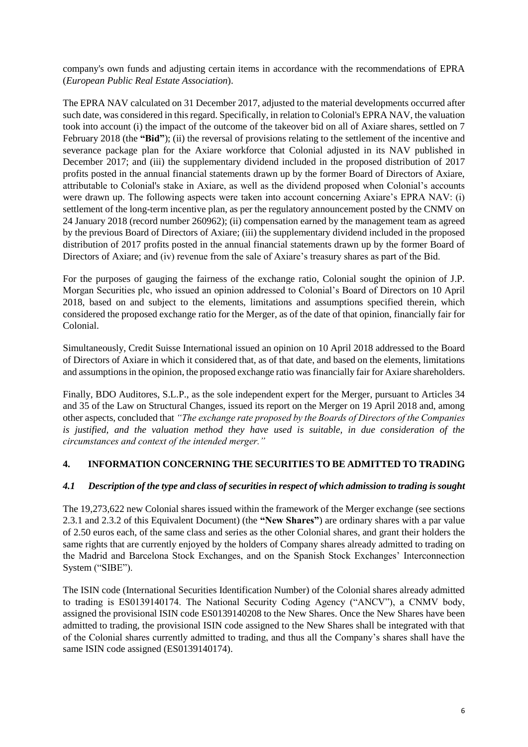company's own funds and adjusting certain items in accordance with the recommendations of EPRA (*European Public Real Estate Association*).

The EPRA NAV calculated on 31 December 2017, adjusted to the material developments occurred after such date, was considered in this regard. Specifically, in relation to Colonial's EPRA NAV, the valuation took into account (i) the impact of the outcome of the takeover bid on all of Axiare shares, settled on 7 February 2018 (the **"Bid"**); (ii) the reversal of provisions relating to the settlement of the incentive and severance package plan for the Axiare workforce that Colonial adjusted in its NAV published in December 2017; and (iii) the supplementary dividend included in the proposed distribution of 2017 profits posted in the annual financial statements drawn up by the former Board of Directors of Axiare, attributable to Colonial's stake in Axiare, as well as the dividend proposed when Colonial's accounts were drawn up. The following aspects were taken into account concerning Axiare's EPRA NAV: (i) settlement of the long-term incentive plan, as per the regulatory announcement posted by the CNMV on 24 January 2018 (record number 260962); (ii) compensation earned by the management team as agreed by the previous Board of Directors of Axiare; (iii) the supplementary dividend included in the proposed distribution of 2017 profits posted in the annual financial statements drawn up by the former Board of Directors of Axiare; and (iv) revenue from the sale of Axiare's treasury shares as part of the Bid.

For the purposes of gauging the fairness of the exchange ratio, Colonial sought the opinion of J.P. Morgan Securities plc, who issued an opinion addressed to Colonial's Board of Directors on 10 April 2018, based on and subject to the elements, limitations and assumptions specified therein, which considered the proposed exchange ratio for the Merger, as of the date of that opinion, financially fair for Colonial.

Simultaneously, Credit Suisse International issued an opinion on 10 April 2018 addressed to the Board of Directors of Axiare in which it considered that, as of that date, and based on the elements, limitations and assumptions in the opinion, the proposed exchange ratio was financially fair for Axiare shareholders.

Finally, BDO Auditores, S.L.P., as the sole independent expert for the Merger, pursuant to Articles 34 and 35 of the Law on Structural Changes, issued its report on the Merger on 19 April 2018 and, among other aspects, concluded that *"The exchange rate proposed by the Boards of Directors of the Companies is justified, and the valuation method they have used is suitable, in due consideration of the circumstances and context of the intended merger."*

## 4. INFORMATION CONCERNING THE SECURITIES TO BE ADMITTED TO TRADING

### *4.1 Description of the type and class of securities in respect of which admission to trading is sought*

The 19,273,622 new Colonial shares issued within the framework of the Merger exchange (see sections 2.3.1 and 2.3.2 of this Equivalent Document) (the **"New Shares"**) are ordinary shares with a par value of 2.50 euros each, of the same class and series as the other Colonial shares, and grant their holders the same rights that are currently enjoyed by the holders of Company shares already admitted to trading on the Madrid and Barcelona Stock Exchanges, and on the Spanish Stock Exchanges' Interconnection System ("SIBE").

The ISIN code (International Securities Identification Number) of the Colonial shares already admitted to trading is ES0139140174. The National Security Coding Agency ("ANCV"), a CNMV body, assigned the provisional ISIN code ES0139140208 to the New Shares. Once the New Shares have been admitted to trading, the provisional ISIN code assigned to the New Shares shall be integrated with that of the Colonial shares currently admitted to trading, and thus all the Company's shares shall have the same ISIN code assigned (ES0139140174).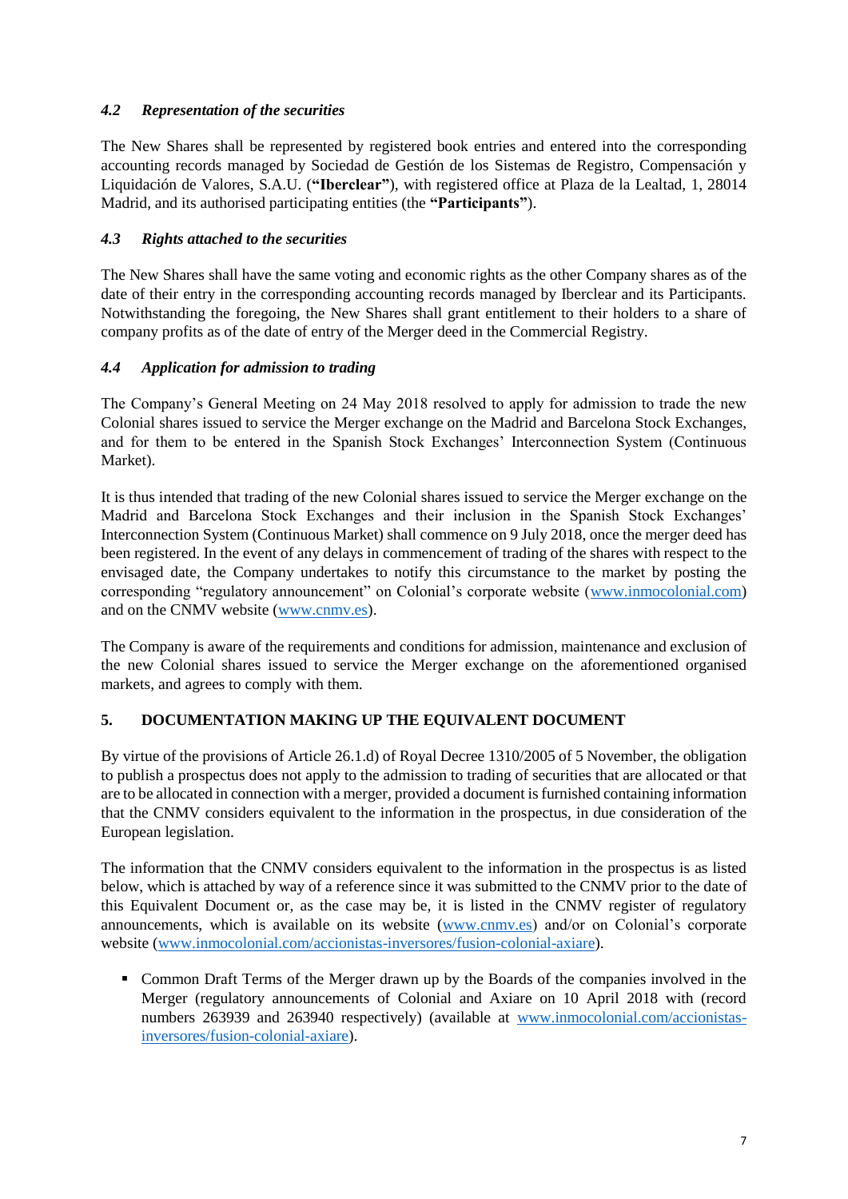### *4.2 Representation of the securities*

The New Shares shall be represented by registered book entries and entered into the corresponding accounting records managed by Sociedad de Gestión de los Sistemas de Registro, Compensación y Liquidación de Valores, S.A.U. (**"Iberclear"**), with registered office at Plaza de la Lealtad, 1, 28014 Madrid, and its authorised participating entities (the **"Participants"**).

### *4.3 Rights attached to the securities*

The New Shares shall have the same voting and economic rights as the other Company shares as of the date of their entry in the corresponding accounting records managed by Iberclear and its Participants. Notwithstanding the foregoing, the New Shares shall grant entitlement to their holders to a share of company profits as of the date of entry of the Merger deed in the Commercial Registry.

### *4.4 Application for admission to trading*

The Company's General Meeting on 24 May 2018 resolved to apply for admission to trade the new Colonial shares issued to service the Merger exchange on the Madrid and Barcelona Stock Exchanges, and for them to be entered in the Spanish Stock Exchanges' Interconnection System (Continuous Market).

It is thus intended that trading of the new Colonial shares issued to service the Merger exchange on the Madrid and Barcelona Stock Exchanges and their inclusion in the Spanish Stock Exchanges' Interconnection System (Continuous Market) shall commence on 9 July 2018, once the merger deed has been registered. In the event of any delays in commencement of trading of the shares with respect to the envisaged date, the Company undertakes to notify this circumstance to the market by posting the corresponding "regulatory announcement" on Colonial's corporate website (www.inmocolonial.com) and on the CNMV website (www.cnmv.es).

The Company is aware of the requirements and conditions for admission, maintenance and exclusion of the new Colonial shares issued to service the Merger exchange on the aforementioned organised markets, and agrees to comply with them.

## 5. DOCUMENTATION MAKING UP THE EQUIVALENT DOCUMENT

By virtue of the provisions of Article 26.1.d) of Royal Decree 1310/2005 of 5 November, the obligation to publish a prospectus does not apply to the admission to trading of securities that are allocated or that are to be allocated in connection with a merger, provided a document is furnished containing information that the CNMV considers equivalent to the information in the prospectus, in due consideration of the European legislation.

The information that the CNMV considers equivalent to the information in the prospectus is as listed below, which is attached by way of a reference since it was submitted to the CNMV prior to the date of this Equivalent Document or, as the case may be, it is listed in the CNMV register of regulatory announcements, which is available on its website (www.cnmv.es) and/or on Colonial's corporate website (www.inmocolonial.com/accionistas-inversores/fusion-colonial-axiare).

- Common Draft Terms of the Merger drawn up by the Boards of the companies involved in the Merger (regulatory announcements of Colonial and Axiare on 10 April 2018 with (record numbers 263939 and 263940 respectively) (available at www.inmocolonial.com/accionistas-inversores/fusion-colonial-axiare).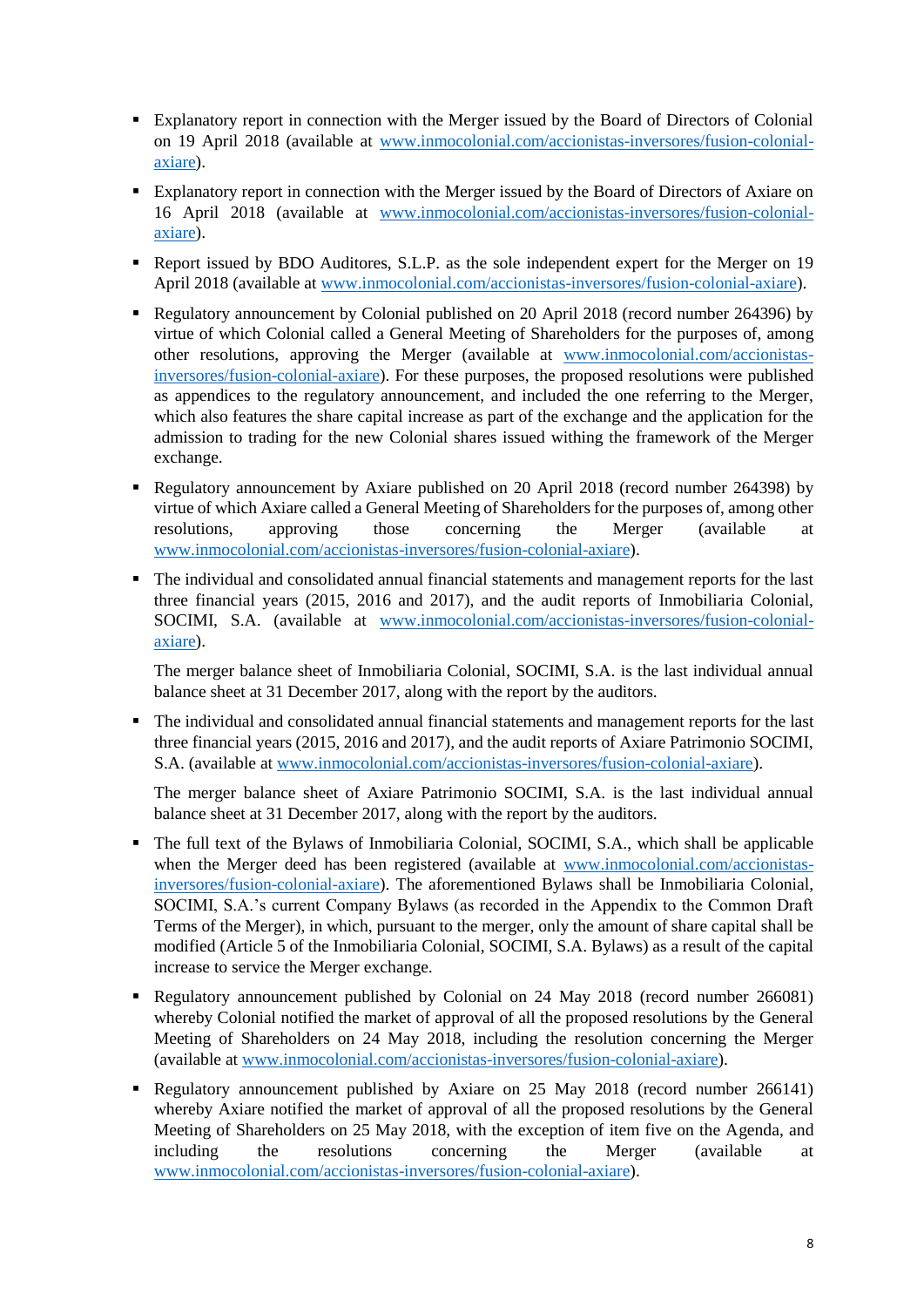- Explanatory report in connection with the Merger issued by the Board of Directors of Colonial on 19 April 2018 (available at www.inmocolonial.com/accionistas-inversores/fusion-colonial-axiare).

- Explanatory report in connection with the Merger issued by the Board of Directors of Axiare on 16 April 2018 (available at www.inmocolonial.com/accionistas-inversores/fusion-colonial-axiare).

- Report issued by BDO Auditores, S.L.P. as the sole independent expert for the Merger on 19 April 2018 (available at www.inmocolonial.com/accionistas-inversores/fusion-colonial-axiare).

- Regulatory announcement by Colonial published on 20 April 2018 (record number 264396) by virtue of which Colonial called a General Meeting of Shareholders for the purposes of, among other resolutions, approving the Merger (available at www.inmocolonial.com/accionistas-inversores/fusion-colonial-axiare). For these purposes, the proposed resolutions were published as appendices to the regulatory announcement, and included the one referring to the Merger, which also features the share capital increase as part of the exchange and the application for the admission to trading for the new Colonial shares issued withing the framework of the Merger exchange.

- Regulatory announcement by Axiare published on 20 April 2018 (record number 264398) by virtue of which Axiare called a General Meeting of Shareholders for the purposes of, among other resolutions, approving those concerning the Merger (available at www.inmocolonial.com/accionistas-inversores/fusion-colonial-axiare).

- The individual and consolidated annual financial statements and management reports for the last three financial years (2015, 2016 and 2017), and the audit reports of Inmobiliaria Colonial, SOCIMI, S.A. (available at www.inmocolonial.com/accionistas-inversores/fusion-colonial-axiare).

  The merger balance sheet of Inmobiliaria Colonial, SOCIMI, S.A. is the last individual annual balance sheet at 31 December 2017, along with the report by the auditors.

- The individual and consolidated annual financial statements and management reports for the last three financial years (2015, 2016 and 2017), and the audit reports of Axiare Patrimonio SOCIMI, S.A. (available at www.inmocolonial.com/accionistas-inversores/fusion-colonial-axiare).

  The merger balance sheet of Axiare Patrimonio SOCIMI, S.A. is the last individual annual balance sheet at 31 December 2017, along with the report by the auditors.

- The full text of the Bylaws of Inmobiliaria Colonial, SOCIMI, S.A., which shall be applicable when the Merger deed has been registered (available at www.inmocolonial.com/accionistas-inversores/fusion-colonial-axiare). The aforementioned Bylaws shall be Inmobiliaria Colonial, SOCIMI, S.A.'s current Company Bylaws (as recorded in the Appendix to the Common Draft Terms of the Merger), in which, pursuant to the merger, only the amount of share capital shall be modified (Article 5 of the Inmobiliaria Colonial, SOCIMI, S.A. Bylaws) as a result of the capital increase to service the Merger exchange.

- Regulatory announcement published by Colonial on 24 May 2018 (record number 266081) whereby Colonial notified the market of approval of all the proposed resolutions by the General Meeting of Shareholders on 24 May 2018, including the resolution concerning the Merger (available at www.inmocolonial.com/accionistas-inversores/fusion-colonial-axiare).

- Regulatory announcement published by Axiare on 25 May 2018 (record number 266141) whereby Axiare notified the market of approval of all the proposed resolutions by the General Meeting of Shareholders on 25 May 2018, with the exception of item five on the Agenda, and including the resolutions concerning the Merger (available at www.inmocolonial.com/accionistas-inversores/fusion-colonial-axiare).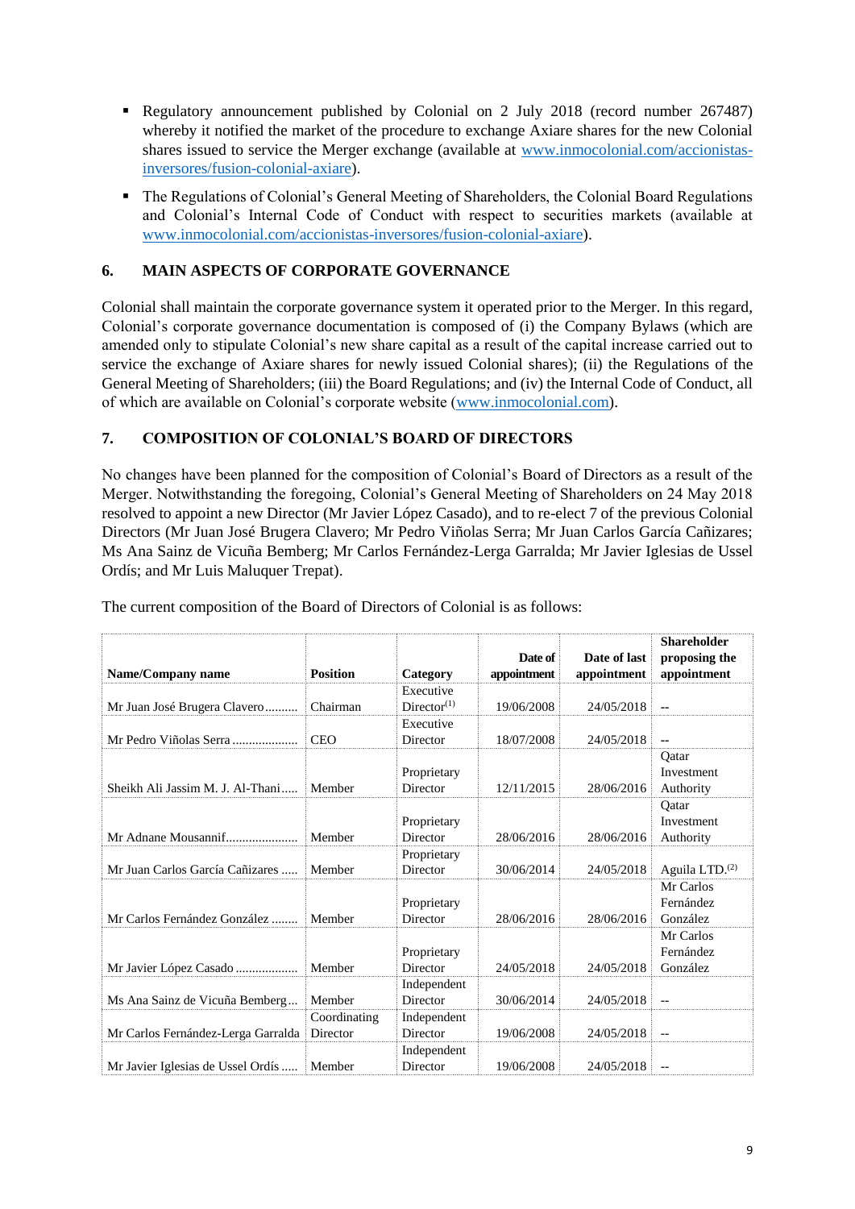- Regulatory announcement published by Colonial on 2 July 2018 (record number 267487) whereby it notified the market of the procedure to exchange Axiare shares for the new Colonial shares issued to service the Merger exchange (available at www.inmocolonial.com/accionistas-inversores/fusion-colonial-axiare).
- The Regulations of Colonial's General Meeting of Shareholders, the Colonial Board Regulations and Colonial's Internal Code of Conduct with respect to securities markets (available at www.inmocolonial.com/accionistas-inversores/fusion-colonial-axiare).

## 6. MAIN ASPECTS OF CORPORATE GOVERNANCE

Colonial shall maintain the corporate governance system it operated prior to the Merger. In this regard, Colonial's corporate governance documentation is composed of (i) the Company Bylaws (which are amended only to stipulate Colonial's new share capital as a result of the capital increase carried out to service the exchange of Axiare shares for newly issued Colonial shares); (ii) the Regulations of the General Meeting of Shareholders; (iii) the Board Regulations; and (iv) the Internal Code of Conduct, all of which are available on Colonial's corporate website (www.inmocolonial.com).

## 7. COMPOSITION OF COLONIAL'S BOARD OF DIRECTORS

No changes have been planned for the composition of Colonial's Board of Directors as a result of the Merger. Notwithstanding the foregoing, Colonial's General Meeting of Shareholders on 24 May 2018 resolved to appoint a new Director (Mr Javier López Casado), and to re-elect 7 of the previous Colonial Directors (Mr Juan José Brugera Clavero; Mr Pedro Viñolas Serra; Mr Juan Carlos García Cañizares; Ms Ana Sainz de Vicuña Bemberg; Mr Carlos Fernández-Lerga Garralda; Mr Javier Iglesias de Ussel Ordís; and Mr Luis Maluquer Trepat).

The current composition of the Board of Directors of Colonial is as follows:

| Name/Company name | Position | Category | Date of appointment | Date of last appointment | Shareholder proposing the appointment |
|---|---|---|---|---|---|
| Mr Juan José Brugera Clavero | Chairman | Executive Director[1] | 19/06/2008 | 24/05/2018 | -- |
| Mr Pedro Viñolas Serra | CEO | Executive Director | 18/07/2008 | 24/05/2018 | -- |
| Sheikh Ali Jassim M. J. Al-Thani | Member | Proprietary Director | 12/11/2015 | 28/06/2016 | Qatar Investment Authority |
| Mr Adnane Mousannif | Member | Proprietary Director | 28/06/2016 | 28/06/2016 | Qatar Investment Authority |
| Mr Juan Carlos García Cañizares | Member | Proprietary Director | 30/06/2014 | 24/05/2018 | Aguila LTD.[2] |
| Mr Carlos Fernández González | Member | Proprietary Director | 28/06/2016 | 28/06/2016 | Mr Carlos Fernández González |
| Mr Javier López Casado | Member | Proprietary Director | 24/05/2018 | 24/05/2018 | Mr Carlos Fernández González |
| Ms Ana Sainz de Vicuña Bemberg | Member | Independent Director | 30/06/2014 | 24/05/2018 | -- |
| Mr Carlos Fernández-Lerga Garralda | Coordinating Director | Independent Director | 19/06/2008 | 24/05/2018 | -- |
| Mr Javier Iglesias de Ussel Ordís | Member | Independent Director | 19/06/2008 | 24/05/2018 | -- |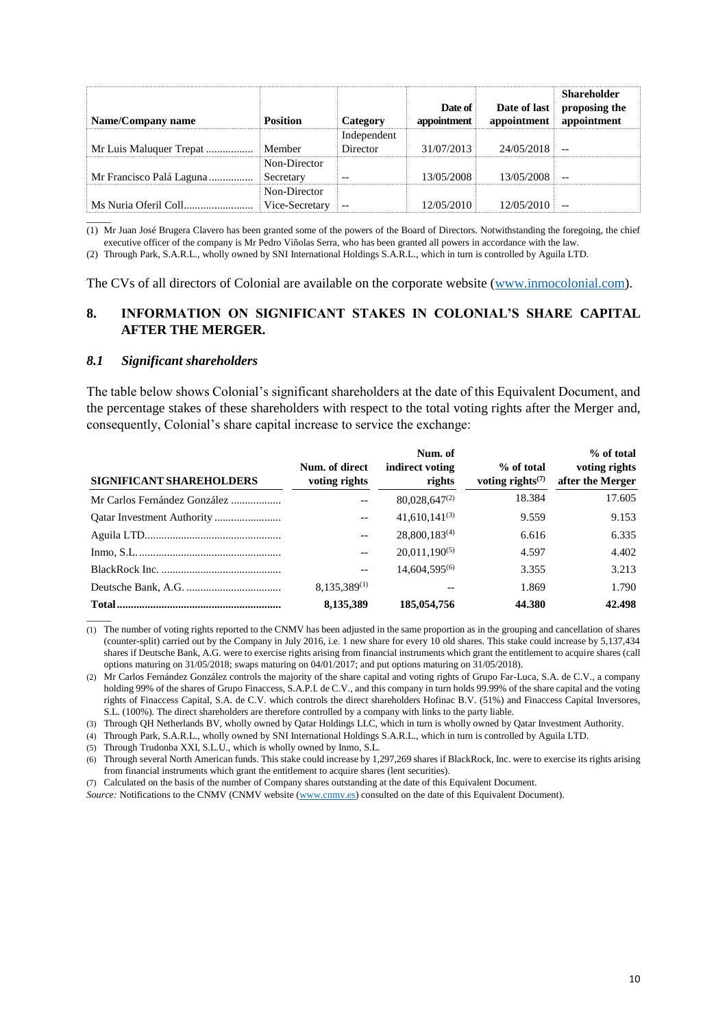| Name/Company name | Position | Category | Date of appointment | Date of last appointment | Shareholder proposing the appointment |
|---|---|---|---|---|---|
| Mr Luis Maluquer Trepat ................. | Member | Independent Director | 31/07/2013 | 24/05/2018 | -- |
| Mr Francisco Palá Laguna ................ | Non-Director Secretary | -- | 13/05/2008 | 13/05/2008 | -- |
| Ms Nuria Oferil Coll......................... | Non-Director Vice-Secretary | -- | 12/05/2010 | 12/05/2010 | -- |

(1) Mr Juan José Brugera Clavero has been granted some of the powers of the Board of Directors. Notwithstanding the foregoing, the chief executive officer of the company is Mr Pedro Viñolas Serra, who has been granted all powers in accordance with the law.

(2) Through Park, S.A.R.L., wholly owned by SNI International Holdings S.A.R.L., which in turn is controlled by Aguila LTD.

The CVs of all directors of Colonial are available on the corporate website (www.inmocolonial.com).

## 8. INFORMATION ON SIGNIFICANT STAKES IN COLONIAL'S SHARE CAPITAL AFTER THE MERGER.

### *8.1 Significant shareholders*

The table below shows Colonial's significant shareholders at the date of this Equivalent Document, and the percentage stakes of these shareholders with respect to the total voting rights after the Merger and, consequently, Colonial's share capital increase to service the exchange:

| SIGNIFICANT SHAREHOLDERS | Num. of direct voting rights | Num. of indirect voting rights | % of total voting rights(7) | % of total voting rights after the Merger |
|---|---|---|---|---|
| Mr Carlos Fernández González .................. | -- | 80,028,647(2) | 18.384 | 17.605 |
| Qatar Investment Authority ........................ | -- | 41,610,141(3) | 9.559 | 9.153 |
| Aguila LTD................................................ | -- | 28,800,183(4) | 6.616 | 6.335 |
| Inmo, S.L. .................................................. | -- | 20,011,190(5) | 4.597 | 4.402 |
| BlackRock Inc. ........................................... | -- | 14,604,595(6) | 3.355 | 3.213 |
| Deutsche Bank, A.G. ................................. | 8,135,389(1) | -- | 1.869 | 1.790 |
| **Total**.......................................................... | **8,135,389** | **185,054,756** | **44.380** | **42.498** |

(1) The number of voting rights reported to the CNMV has been adjusted in the same proportion as in the grouping and cancellation of shares (counter-split) carried out by the Company in July 2016, i.e. 1 new share for every 10 old shares. This stake could increase by 5,137,434 shares if Deutsche Bank, A.G. were to exercise rights arising from financial instruments which grant the entitlement to acquire shares (call options maturing on 31/05/2018; swaps maturing on 04/01/2017; and put options maturing on 31/05/2018).

(2) Mr Carlos Fernández González controls the majority of the share capital and voting rights of Grupo Far-Luca, S.A. de C.V., a company holding 99% of the shares of Grupo Finaccess, S.A.P.I. de C.V., and this company in turn holds 99.99% of the share capital and the voting rights of Finaccess Capital, S.A. de C.V. which controls the direct shareholders Hofinac B.V. (51%) and Finaccess Capital Inversores, S.L. (100%). The direct shareholders are therefore controlled by a company with links to the party liable.

(3) Through QH Netherlands BV, wholly owned by Qatar Holdings LLC, which in turn is wholly owned by Qatar Investment Authority.

(4) Through Park, S.A.R.L., wholly owned by SNI International Holdings S.A.R.L., which in turn is controlled by Aguila LTD.

(5) Through Trudonba XXI, S.L.U., which is wholly owned by Inmo, S.L.

(6) Through several North American funds. This stake could increase by 1,297,269 shares if BlackRock, Inc. were to exercise its rights arising from financial instruments which grant the entitlement to acquire shares (lent securities).

(7) Calculated on the basis of the number of Company shares outstanding at the date of this Equivalent Document.

*Source:* Notifications to the CNMV (CNMV website (www.cnmv.es) consulted on the date of this Equivalent Document).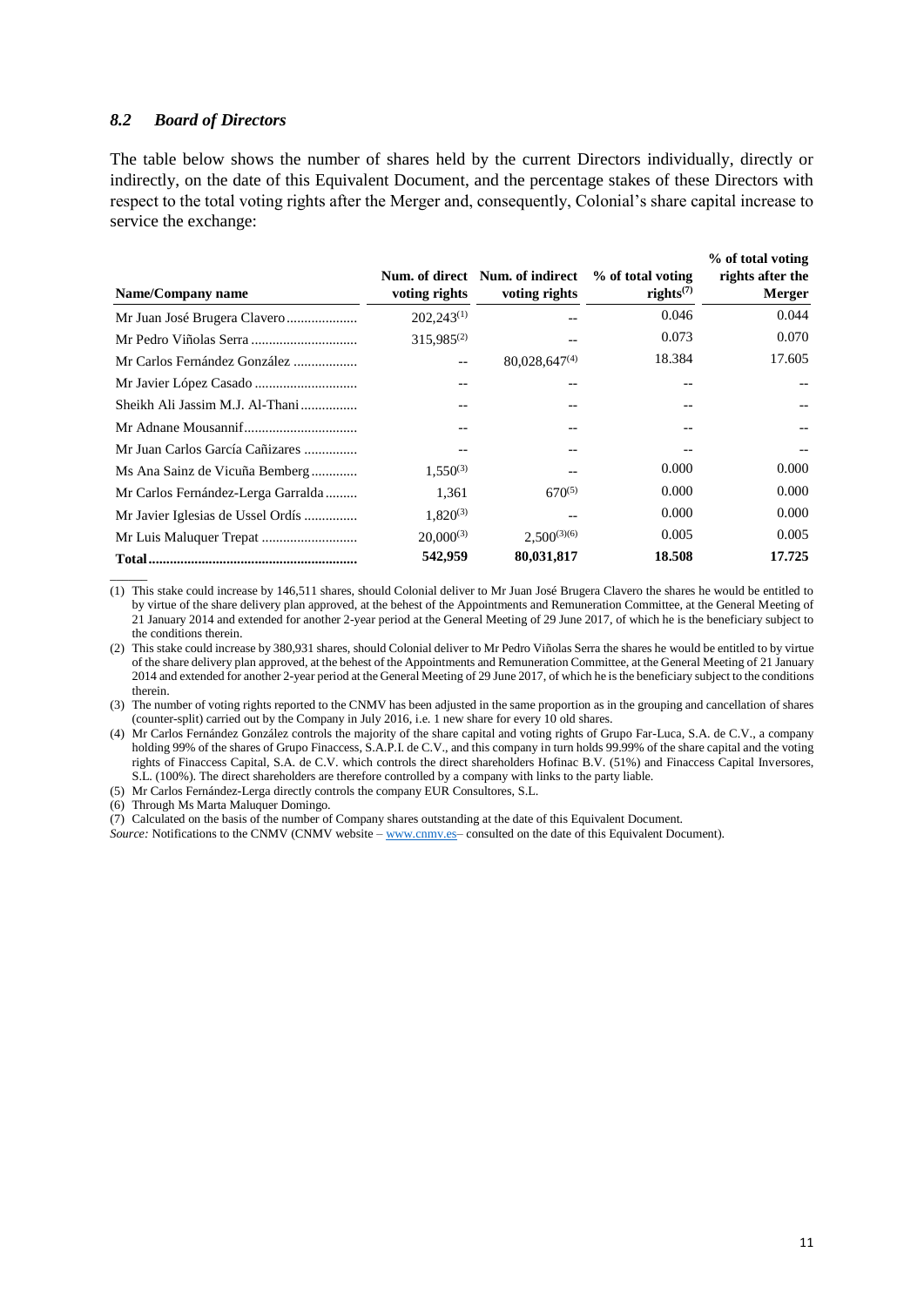### *8.2 Board of Directors*

The table below shows the number of shares held by the current Directors individually, directly or indirectly, on the date of this Equivalent Document, and the percentage stakes of these Directors with respect to the total voting rights after the Merger and, consequently, Colonial's share capital increase to service the exchange:

| Name/Company name | Num. of direct voting rights | Num. of indirect voting rights | % of total voting rights[(7)] | % of total voting rights after the Merger |
|---|---|---|---|---|
| Mr Juan José Brugera Clavero | 202,243[(1)] | -- | 0.046 | 0.044 |
| Mr Pedro Viñolas Serra | 315,985[(2)] | -- | 0.073 | 0.070 |
| Mr Carlos Fernández González | -- | 80,028,647[(4)] | 18.384 | 17.605 |
| Mr Javier López Casado | -- | -- | -- | -- |
| Sheikh Ali Jassim M.J. Al-Thani | -- | -- | -- | -- |
| Mr Adnane Mousannif | -- | -- | -- | -- |
| Mr Juan Carlos García Cañizares | -- | -- | -- | -- |
| Ms Ana Sainz de Vicuña Bemberg | 1,550[(3)] | -- | 0.000 | 0.000 |
| Mr Carlos Fernández-Lerga Garralda | 1,361 | 670[(5)] | 0.000 | 0.000 |
| Mr Javier Iglesias de Ussel Ordís | 1,820[(3)] | -- | 0.000 | 0.000 |
| Mr Luis Maluquer Trepat | 20,000[(3)] | 2,500[(3)(6)] | 0.005 | 0.005 |
| **Total** | **542,959** | **80,031,817** | **18.508** | **17.725** |

(1) This stake could increase by 146,511 shares, should Colonial deliver to Mr Juan José Brugera Clavero the shares he would be entitled to by virtue of the share delivery plan approved, at the behest of the Appointments and Remuneration Committee, at the General Meeting of 21 January 2014 and extended for another 2-year period at the General Meeting of 29 June 2017, of which he is the beneficiary subject to the conditions therein.

(2) This stake could increase by 380,931 shares, should Colonial deliver to Mr Pedro Viñolas Serra the shares he would be entitled to by virtue of the share delivery plan approved, at the behest of the Appointments and Remuneration Committee, at the General Meeting of 21 January 2014 and extended for another 2-year period at the General Meeting of 29 June 2017, of which he is the beneficiary subject to the conditions therein.

(3) The number of voting rights reported to the CNMV has been adjusted in the same proportion as in the grouping and cancellation of shares (counter-split) carried out by the Company in July 2016, i.e. 1 new share for every 10 old shares.

(4) Mr Carlos Fernández González controls the majority of the share capital and voting rights of Grupo Far-Luca, S.A. de C.V., a company holding 99% of the shares of Grupo Finaccess, S.A.P.I. de C.V., and this company in turn holds 99.99% of the share capital and the voting rights of Finaccess Capital, S.A. de C.V. which controls the direct shareholders Hofinac B.V. (51%) and Finaccess Capital Inversores, S.L. (100%). The direct shareholders are therefore controlled by a company with links to the party liable.

(5) Mr Carlos Fernández-Lerga directly controls the company EUR Consultores, S.L.

(6) Through Ms Marta Maluquer Domingo.

(7) Calculated on the basis of the number of Company shares outstanding at the date of this Equivalent Document.

*Source:* Notifications to the CNMV (CNMV website – www.cnmv.es– consulted on the date of this Equivalent Document).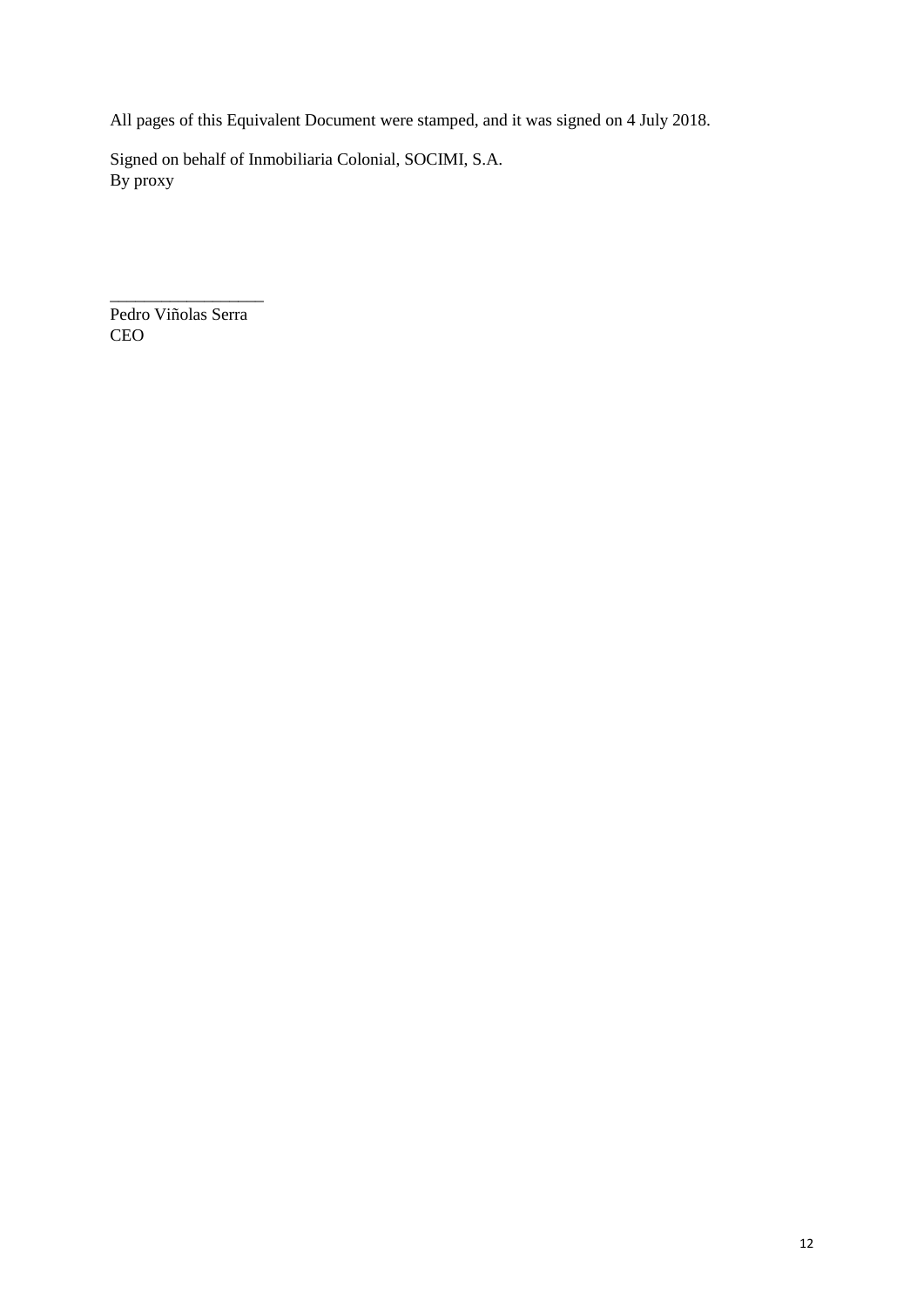All pages of this Equivalent Document were stamped, and it was signed on 4 July 2018.

Signed on behalf of Inmobiliaria Colonial, SOCIMI, S.A.
By proxy

\_\_\_\_\_\_\_\_\_\_\_\_\_\_\_\_\_\_

Pedro Viñolas Serra
CEO